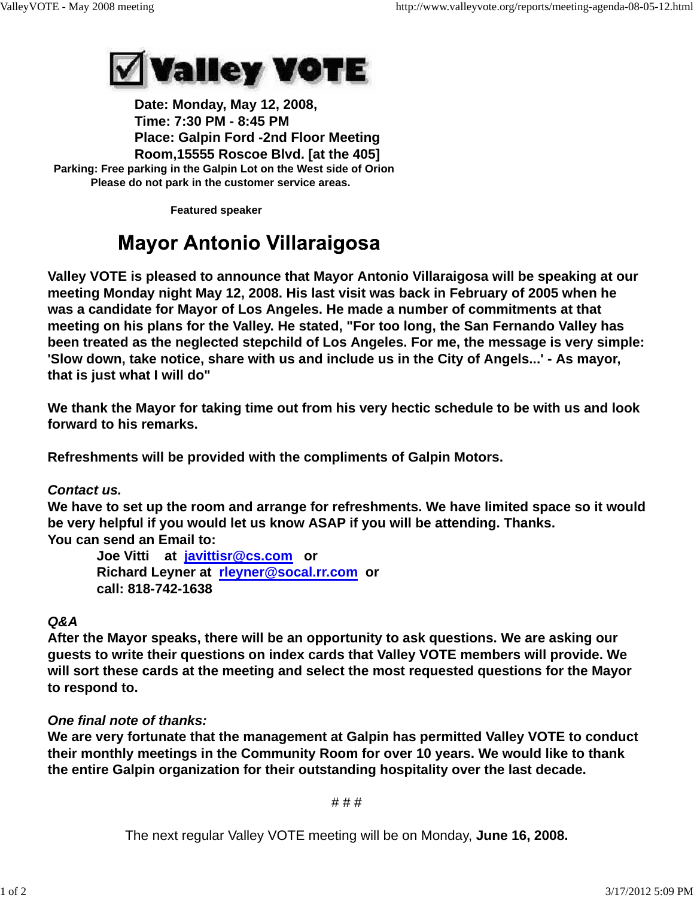# ☑ Valley VOTE

**Date: Monday, May 12, 2008,**
**Time: 7:30 PM - 8:45 PM**
**Place: Galpin Ford -2nd Floor Meeting Room,15555 Roscoe Blvd. [at the 405]**
**Parking: Free parking in the Galpin Lot on the West side of Orion**
**Please do not park in the customer service areas.**

**Featured speaker**

## Mayor Antonio Villaraigosa

**Valley VOTE is pleased to announce that Mayor Antonio Villaraigosa will be speaking at our meeting Monday night May 12, 2008. His last visit was back in February of 2005 when he was a candidate for Mayor of Los Angeles. He made a number of commitments at that meeting on his plans for the Valley. He stated, "For too long, the San Fernando Valley has been treated as the neglected stepchild of Los Angeles. For me, the message is very simple: 'Slow down, take notice, share with us and include us in the City of Angels...' - As mayor, that is just what I will do"**

**We thank the Mayor for taking time out from his very hectic schedule to be with us and look forward to his remarks.**

**Refreshments will be provided with the compliments of Galpin Motors.**

***Contact us.***
**We have to set up the room and arrange for refreshments. We have limited space so it would be very helpful if you would let us know ASAP if you will be attending. Thanks.**
**You can send an Email to:**

**Joe Vitti at [javittisr@cs.com](mailto:javittisr@cs.com) or**
**Richard Leyner at [rleyner@socal.rr.com](mailto:rleyner@socal.rr.com) or**
**call: 818-742-1638**

***Q&A***
**After the Mayor speaks, there will be an opportunity to ask questions. We are asking our guests to write their questions on index cards that Valley VOTE members will provide. We will sort these cards at the meeting and select the most requested questions for the Mayor to respond to.**

***One final note of thanks:***
**We are very fortunate that the management at Galpin has permitted Valley VOTE to conduct their monthly meetings in the Community Room for over 10 years. We would like to thank the entire Galpin organization for their outstanding hospitality over the last decade.**

# # #

The next regular Valley VOTE meeting will be on Monday, **June 16, 2008.**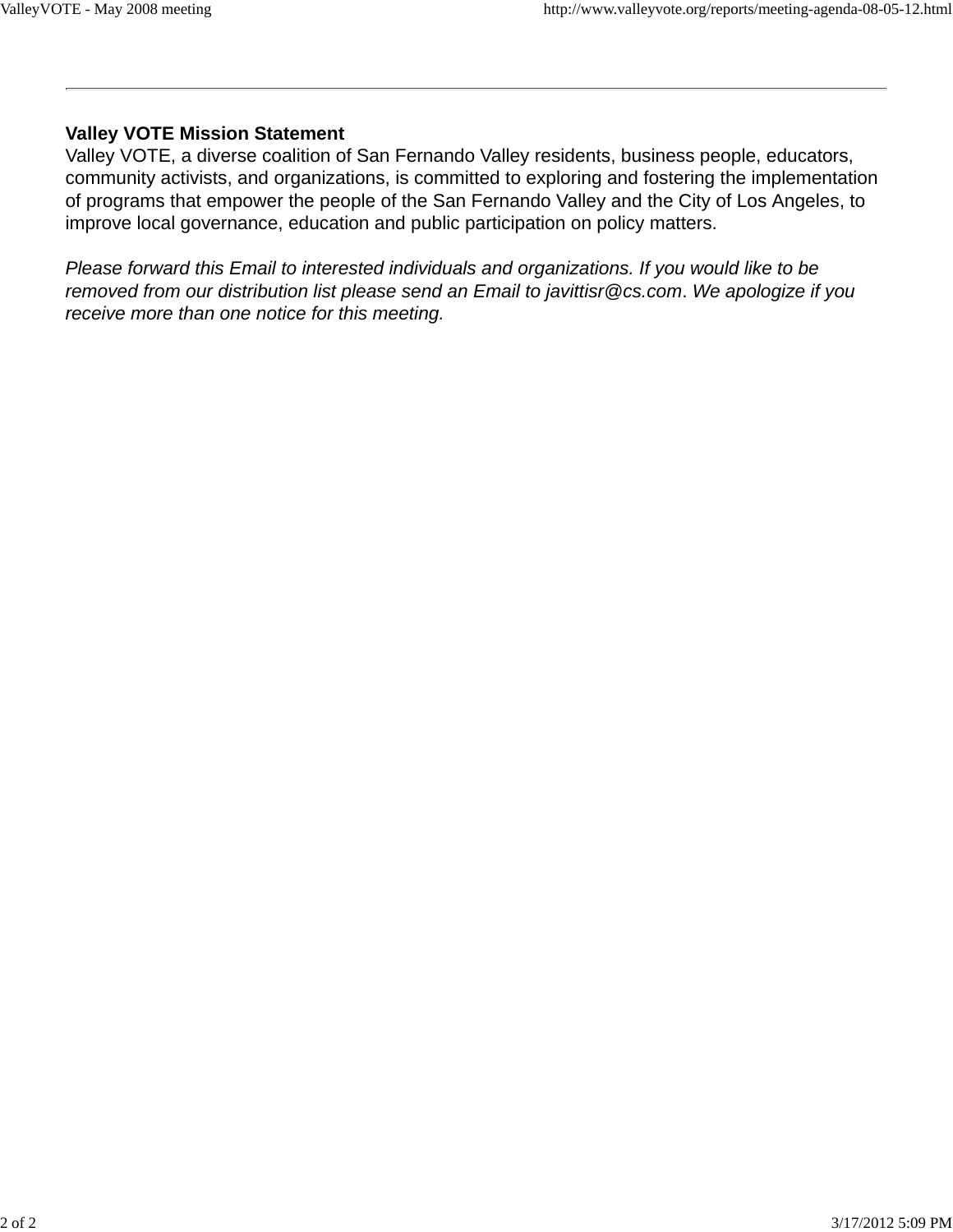---

**Valley VOTE Mission Statement**
Valley VOTE, a diverse coalition of San Fernando Valley residents, business people, educators, community activists, and organizations, is committed to exploring and fostering the implementation of programs that empower the people of the San Fernando Valley and the City of Los Angeles, to improve local governance, education and public participation on policy matters.

*Please forward this Email to interested individuals and organizations. If you would like to be removed from our distribution list please send an Email to javittisr@cs.com. We apologize if you receive more than one notice for this meeting.*